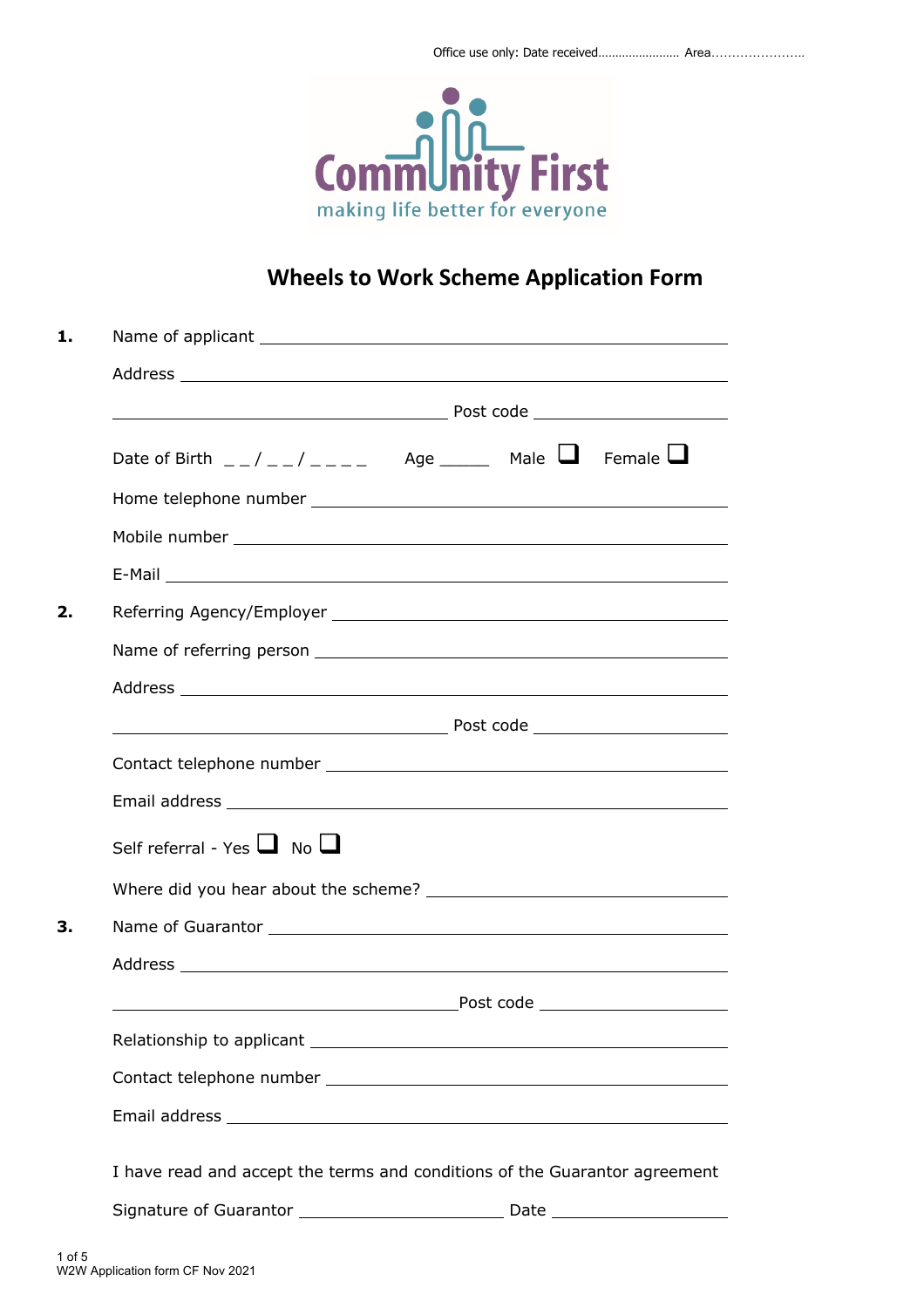Office use only: Date received…………………… Area…………………..

Community First
making life better for everyone

# Wheels to Work Scheme Application Form

**1.** Name of applicant ______________________________________________

Address ______________________________________________

______________________________ Post code ________________

Date of Birth _ _ / _ _ / _ _ _ _   Age _____   Male ☐   Female ☐

Home telephone number ______________________________________________

Mobile number ______________________________________________

E-Mail ______________________________________________

**2.** Referring Agency/Employer ______________________________________________

Name of referring person ______________________________________________

Address ______________________________________________

______________________________ Post code ________________

Contact telephone number ______________________________________________

Email address ______________________________________________

Self referral - Yes ☐   No ☐

Where did you hear about the scheme? ______________________________________________

**3.** Name of Guarantor ______________________________________________

Address ______________________________________________

______________________________ Post code ________________

Relationship to applicant ______________________________________________

Contact telephone number ______________________________________________

Email address ______________________________________________

I have read and accept the terms and conditions of the Guarantor agreement

Signature of Guarantor ____________________ Date ________________

W2W Application form CF Nov 2021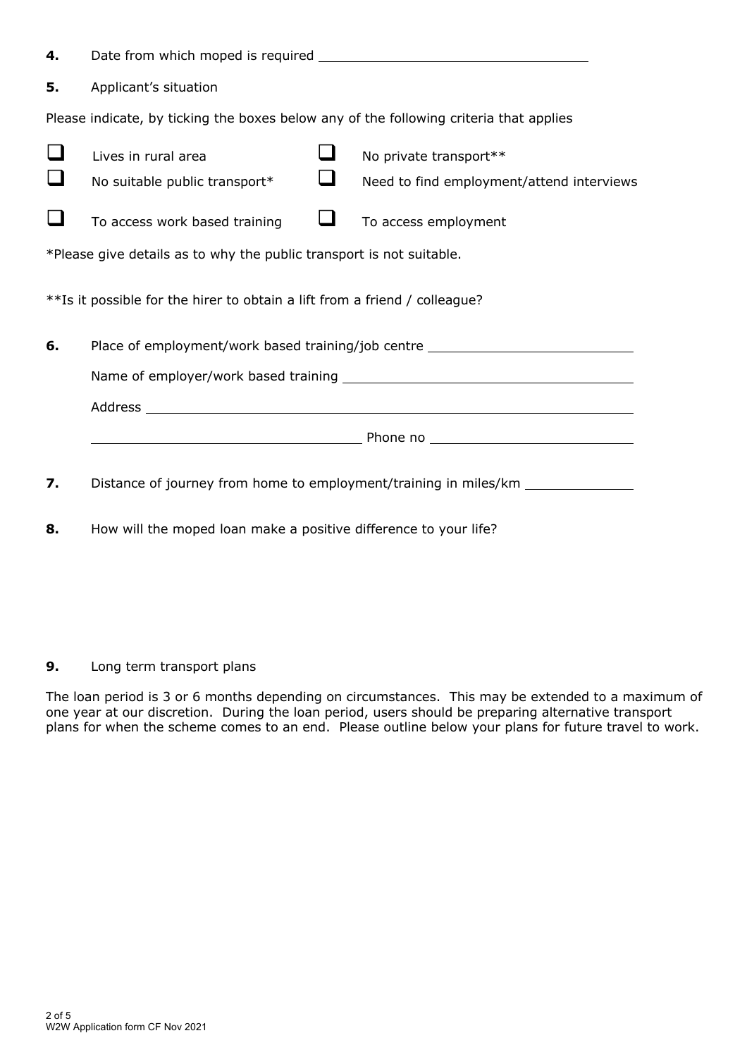**4.** Date from which moped is required \_\_\_\_\_\_\_\_\_\_\_\_\_\_\_\_\_\_\_\_\_\_\_\_\_\_\_\_\_\_\_\_

**5.** Applicant's situation

Please indicate, by ticking the boxes below any of the following criteria that applies

- ☐ Lives in rural area
- ☐ No private transport**
- ☐ No suitable public transport*
- ☐ Need to find employment/attend interviews
- ☐ To access work based training
- ☐ To access employment

*Please give details as to why the public transport is not suitable.

**Is it possible for the hirer to obtain a lift from a friend / colleague?

**6.** Place of employment/work based training/job centre \_\_\_\_\_\_\_\_\_\_\_\_\_\_\_\_\_\_\_\_\_\_\_\_\_\_

Name of employer/work based training \_\_\_\_\_\_\_\_\_\_\_\_\_\_\_\_\_\_\_\_\_\_\_\_\_\_\_\_\_\_\_\_\_\_\_\_

Address \_\_\_\_\_\_\_\_\_\_\_\_\_\_\_\_\_\_\_\_\_\_\_\_\_\_\_\_\_\_\_\_\_\_\_\_\_\_\_\_\_\_\_\_\_\_\_\_\_\_\_\_\_\_\_\_\_\_\_\_\_\_

\_\_\_\_\_\_\_\_\_\_\_\_\_\_\_\_\_\_\_\_\_\_\_\_\_\_\_\_\_\_\_\_\_\_ Phone no \_\_\_\_\_\_\_\_\_\_\_\_\_\_\_\_\_\_\_\_\_\_\_\_\_\_

**7.** Distance of journey from home to employment/training in miles/km \_\_\_\_\_\_\_\_\_\_\_\_\_\_

**8.** How will the moped loan make a positive difference to your life?

**9.** Long term transport plans

The loan period is 3 or 6 months depending on circumstances. This may be extended to a maximum of one year at our discretion. During the loan period, users should be preparing alternative transport plans for when the scheme comes to an end. Please outline below your plans for future travel to work.

W2W Application form CF Nov 2021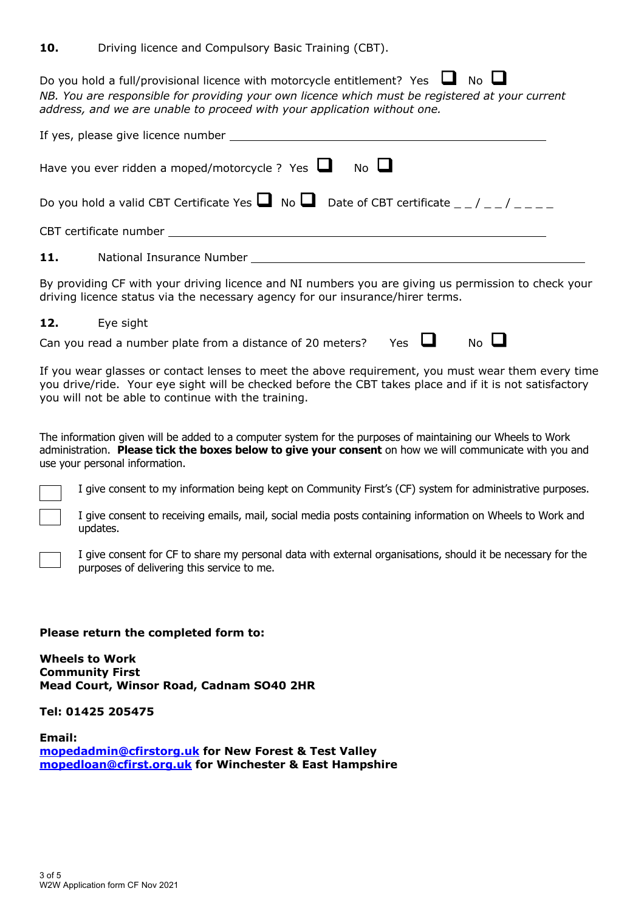**10.** Driving licence and Compulsory Basic Training (CBT).

Do you hold a full/provisional licence with motorcycle entitlement? Yes ☐ No ☐

*NB. You are responsible for providing your own licence which must be registered at your current address, and we are unable to proceed with your application without one.*

If yes, please give licence number \_\_\_\_\_\_\_\_\_\_\_\_\_\_\_\_\_\_\_\_\_\_\_\_\_\_\_\_\_\_\_\_\_\_\_\_\_\_\_\_

Have you ever ridden a moped/motorcycle ? Yes ☐ No ☐

Do you hold a valid CBT Certificate Yes ☐ No ☐ Date of CBT certificate _ _ / _ _ / _ _ _ _

CBT certificate number \_\_\_\_\_\_\_\_\_\_\_\_\_\_\_\_\_\_\_\_\_\_\_\_\_\_\_\_\_\_\_\_\_\_\_\_\_\_\_\_

**11.** National Insurance Number \_\_\_\_\_\_\_\_\_\_\_\_\_\_\_\_\_\_\_\_\_\_\_\_\_\_\_\_\_\_\_\_\_\_\_\_\_\_\_\_

By providing CF with your driving licence and NI numbers you are giving us permission to check your driving licence status via the necessary agency for our insurance/hirer terms.

**12.** Eye sight

Can you read a number plate from a distance of 20 meters? Yes ☐ No ☐

If you wear glasses or contact lenses to meet the above requirement, you must wear them every time you drive/ride. Your eye sight will be checked before the CBT takes place and if it is not satisfactory you will not be able to continue with the training.

The information given will be added to a computer system for the purposes of maintaining our Wheels to Work administration. **Please tick the boxes below to give your consent** on how we will communicate with you and use your personal information.

☐ I give consent to my information being kept on Community First's (CF) system for administrative purposes.

☐ I give consent to receiving emails, mail, social media posts containing information on Wheels to Work and updates.

☐ I give consent for CF to share my personal data with external organisations, should it be necessary for the purposes of delivering this service to me.

**Please return the completed form to:**

**Wheels to Work**
**Community First**
**Mead Court, Winsor Road, Cadnam SO40 2HR**

**Tel: 01425 205475**

**Email:**
**mopedadmin@cfirstorg.uk for New Forest & Test Valley**
**mopedloan@cfirst.org.uk for Winchester & East Hampshire**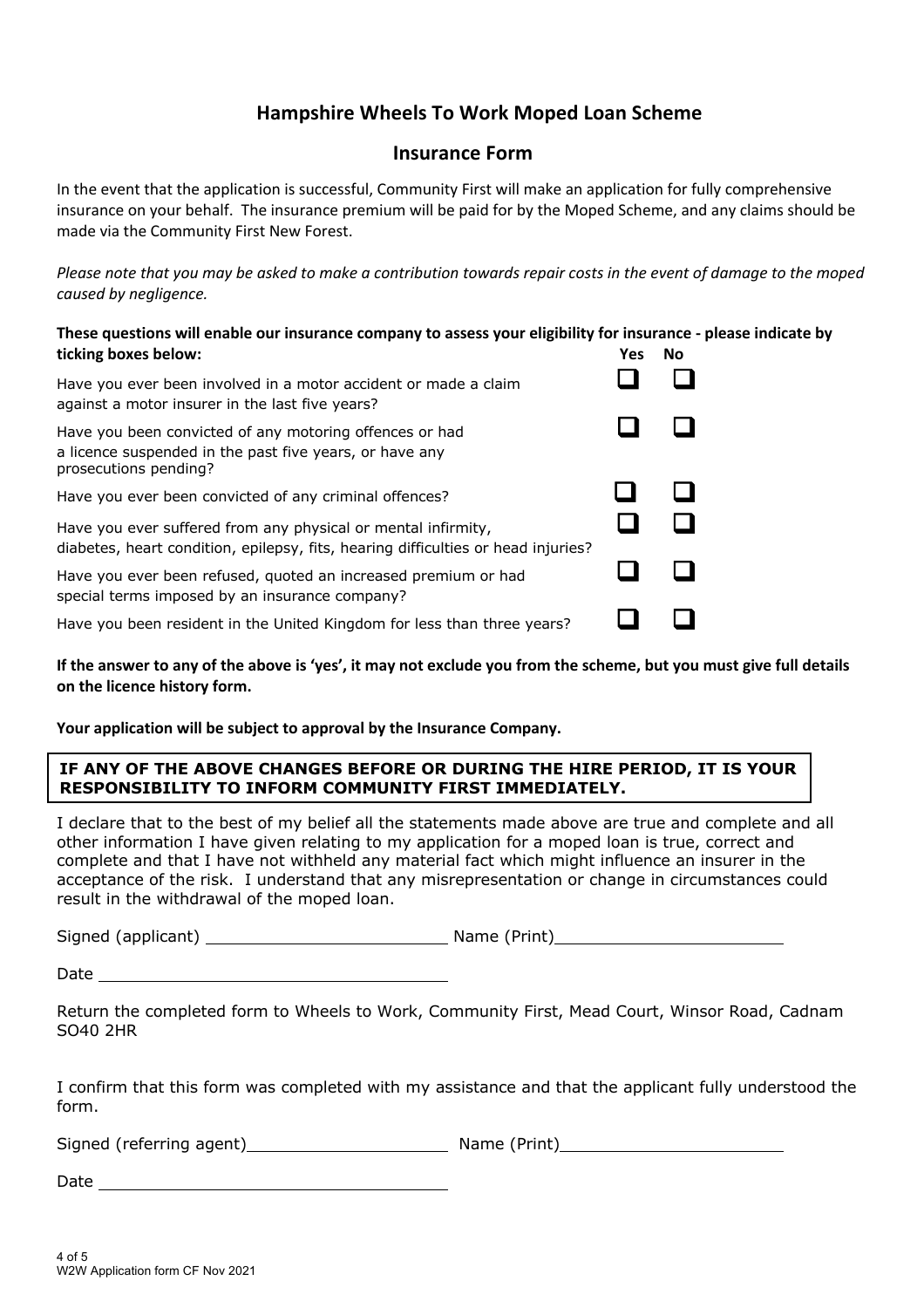## Hampshire Wheels To Work Moped Loan Scheme

## Insurance Form

In the event that the application is successful, Community First will make an application for fully comprehensive insurance on your behalf. The insurance premium will be paid for by the Moped Scheme, and any claims should be made via the Community First New Forest.

*Please note that you may be asked to make a contribution towards repair costs in the event of damage to the moped caused by negligence.*

**These questions will enable our insurance company to assess your eligibility for insurance - please indicate by ticking boxes below:**

| | Yes | No |
|---|---|---|
| Have you ever been involved in a motor accident or made a claim against a motor insurer in the last five years? | ☐ | ☐ |
| Have you been convicted of any motoring offences or had a licence suspended in the past five years, or have any prosecutions pending? | ☐ | ☐ |
| Have you ever been convicted of any criminal offences? | ☐ | ☐ |
| Have you ever suffered from any physical or mental infirmity, diabetes, heart condition, epilepsy, fits, hearing difficulties or head injuries? | ☐ | ☐ |
| Have you ever been refused, quoted an increased premium or had special terms imposed by an insurance company? | ☐ | ☐ |
| Have you been resident in the United Kingdom for less than three years? | ☐ | ☐ |

**If the answer to any of the above is 'yes', it may not exclude you from the scheme, but you must give full details on the licence history form.**

**Your application will be subject to approval by the Insurance Company.**

**IF ANY OF THE ABOVE CHANGES BEFORE OR DURING THE HIRE PERIOD, IT IS YOUR RESPONSIBILITY TO INFORM COMMUNITY FIRST IMMEDIATELY.**

I declare that to the best of my belief all the statements made above are true and complete and all other information I have given relating to my application for a moped loan is true, correct and complete and that I have not withheld any material fact which might influence an insurer in the acceptance of the risk. I understand that any misrepresentation or change in circumstances could result in the withdrawal of the moped loan.

Signed (applicant) ________________________ Name (Print) ________________________

Date ________________________________

Return the completed form to Wheels to Work, Community First, Mead Court, Winsor Road, Cadnam SO40 2HR

I confirm that this form was completed with my assistance and that the applicant fully understood the form.

Signed (referring agent) ____________________ Name (Print) ________________________

Date ________________________________

W2W Application form CF Nov 2021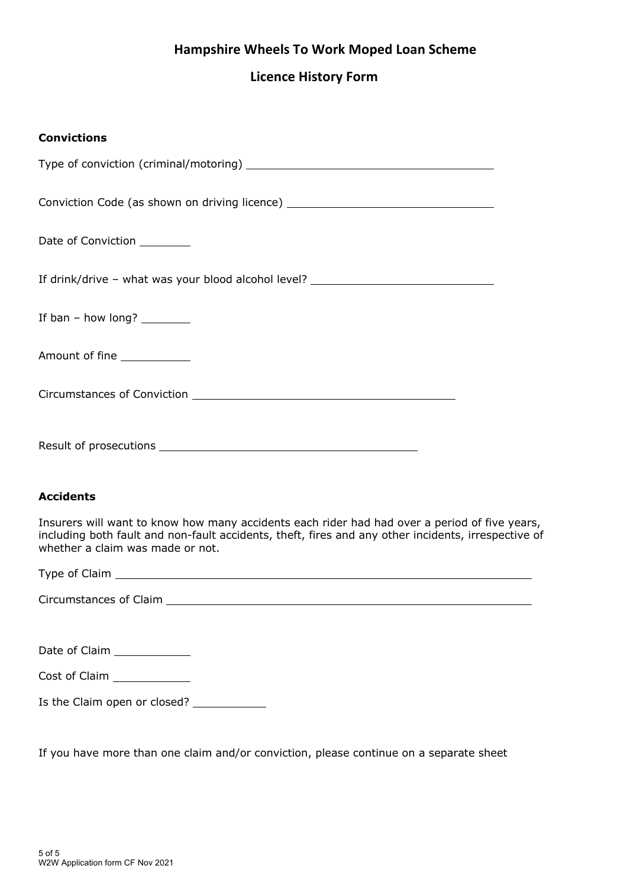# Hampshire Wheels To Work Moped Loan Scheme

## Licence History Form

**Convictions**

Type of conviction (criminal/motoring) ____________________

Conviction Code (as shown on driving licence) ____________________

Date of Conviction ________

If drink/drive – what was your blood alcohol level? ____________________

If ban – how long? ________

Amount of fine ________

Circumstances of Conviction ____________________

Result of prosecutions ____________________

**Accidents**

Insurers will want to know how many accidents each rider had had over a period of five years, including both fault and non-fault accidents, theft, fires and any other incidents, irrespective of whether a claim was made or not.

Type of Claim ____________________

Circumstances of Claim ____________________

Date of Claim ________

Cost of Claim ________

Is the Claim open or closed? ________

If you have more than one claim and/or conviction, please continue on a separate sheet

W2W Application form CF Nov 2021